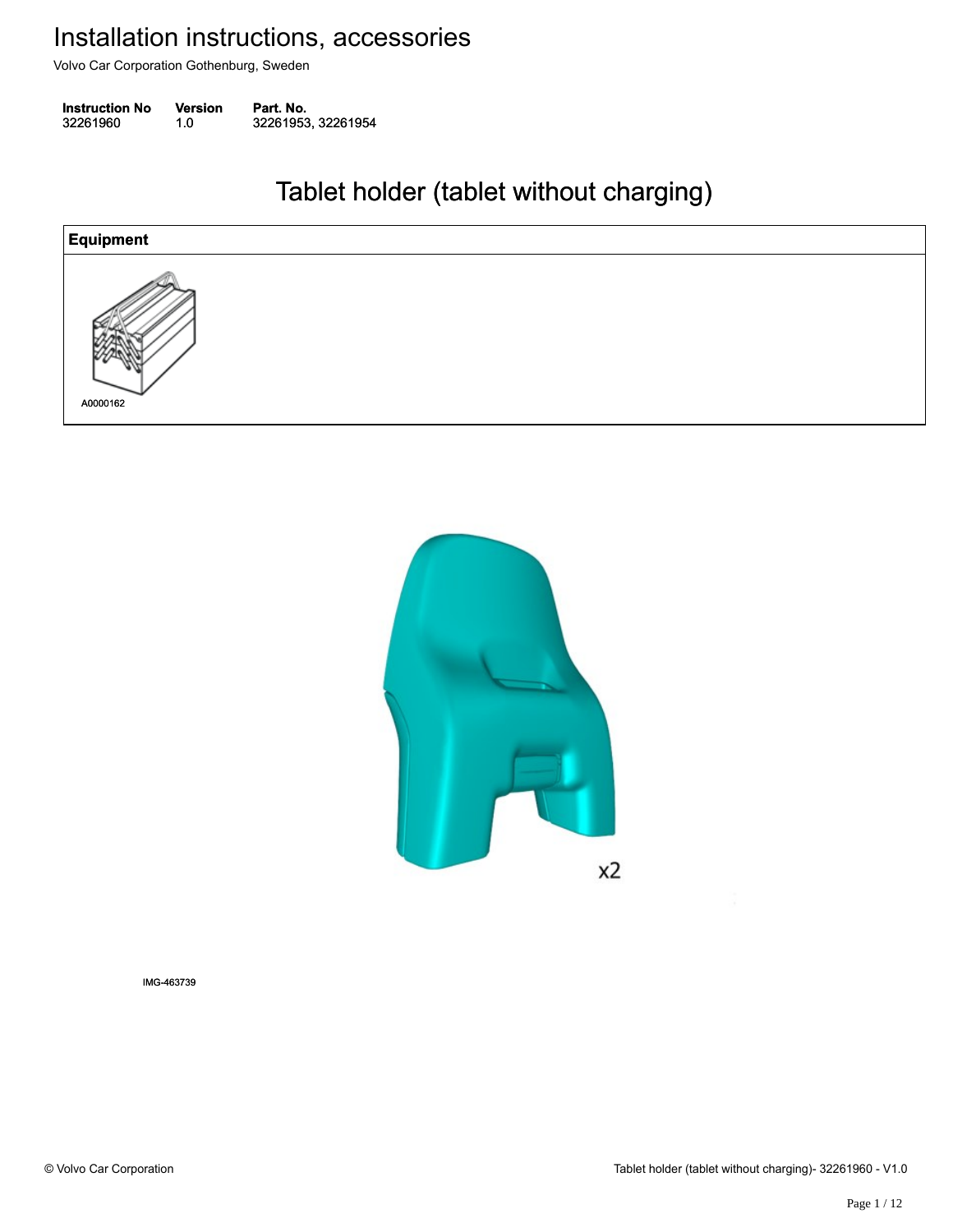# Installation instructions, accessories

Volvo Car Corporation Gothenburg, Sweden

| Instruction No | Version | Part. No. |
| --- | --- | --- |
| 32261960 | 1.0 | 32261953, 32261954 |

## Tablet holder (tablet without charging)

| Equipment |
| --- |
| A0000162 |

x2

IMG-463739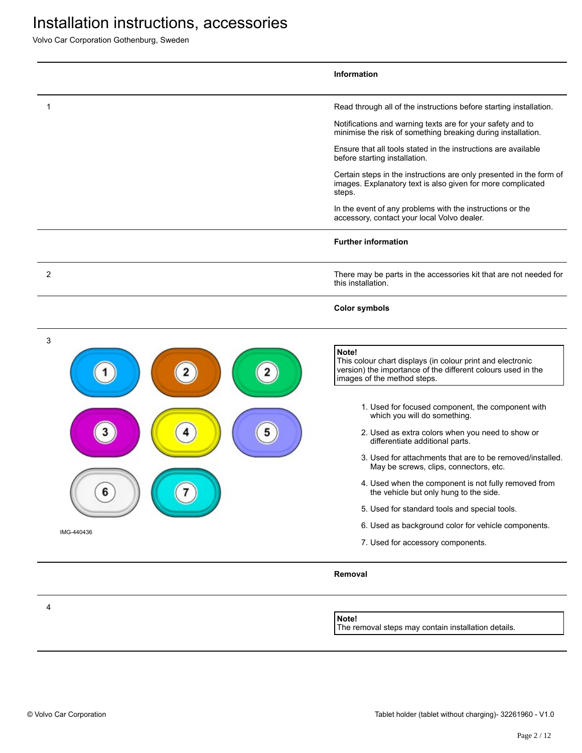# Installation instructions, accessories

Volvo Car Corporation Gothenburg, Sweden

### Information

1

Read through all of the instructions before starting installation.

Notifications and warning texts are for your safety and to minimise the risk of something breaking during installation.

Ensure that all tools stated in the instructions are available before starting installation.

Certain steps in the instructions are only presented in the form of images. Explanatory text is also given for more complicated steps.

In the event of any problems with the instructions or the accessory, contact your local Volvo dealer.

### Further information

2

There may be parts in the accessories kit that are not needed for this installation.

### Color symbols

3

IMG-440436

**Note!**
This colour chart displays (in colour print and electronic version) the importance of the different colours used in the images of the method steps.

1. Used for focused component, the component with which you will do something.
2. Used as extra colors when you need to show or differentiate additional parts.
3. Used for attachments that are to be removed/installed. May be screws, clips, connectors, etc.
4. Used when the component is not fully removed from the vehicle but only hung to the side.
5. Used for standard tools and special tools.
6. Used as background color for vehicle components.
7. Used for accessory components.

### Removal

4

**Note!**
The removal steps may contain installation details.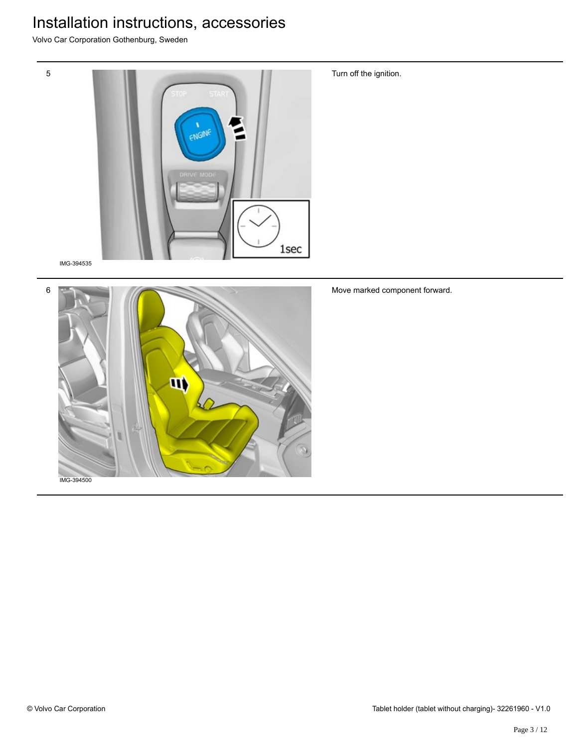5

IMG-394535

Turn off the ignition.

6

IMG-394500

Move marked component forward.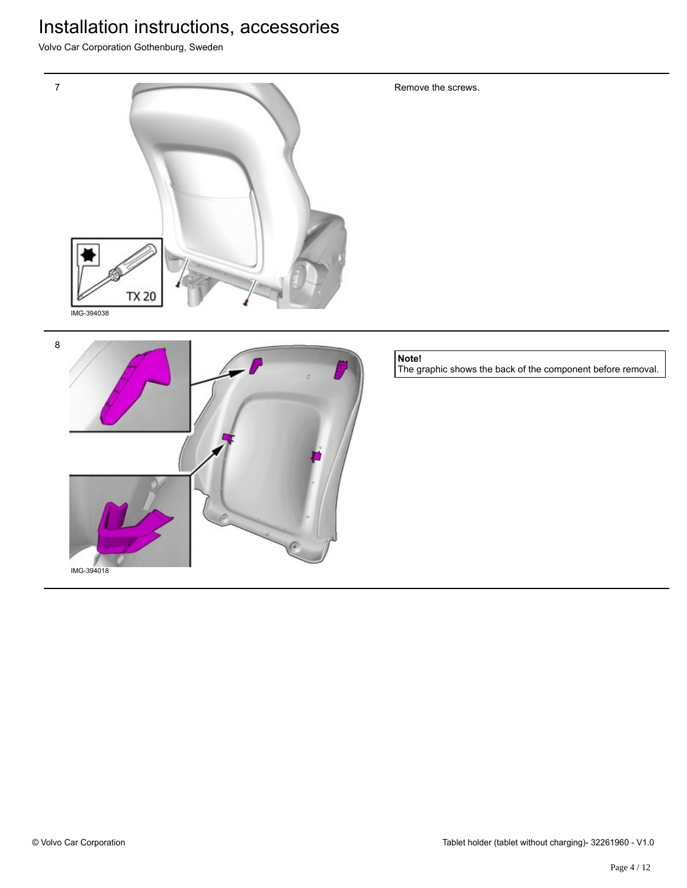7

IMG-394038

Remove the screws.

8

IMG-394018

**Note!**
The graphic shows the back of the component before removal.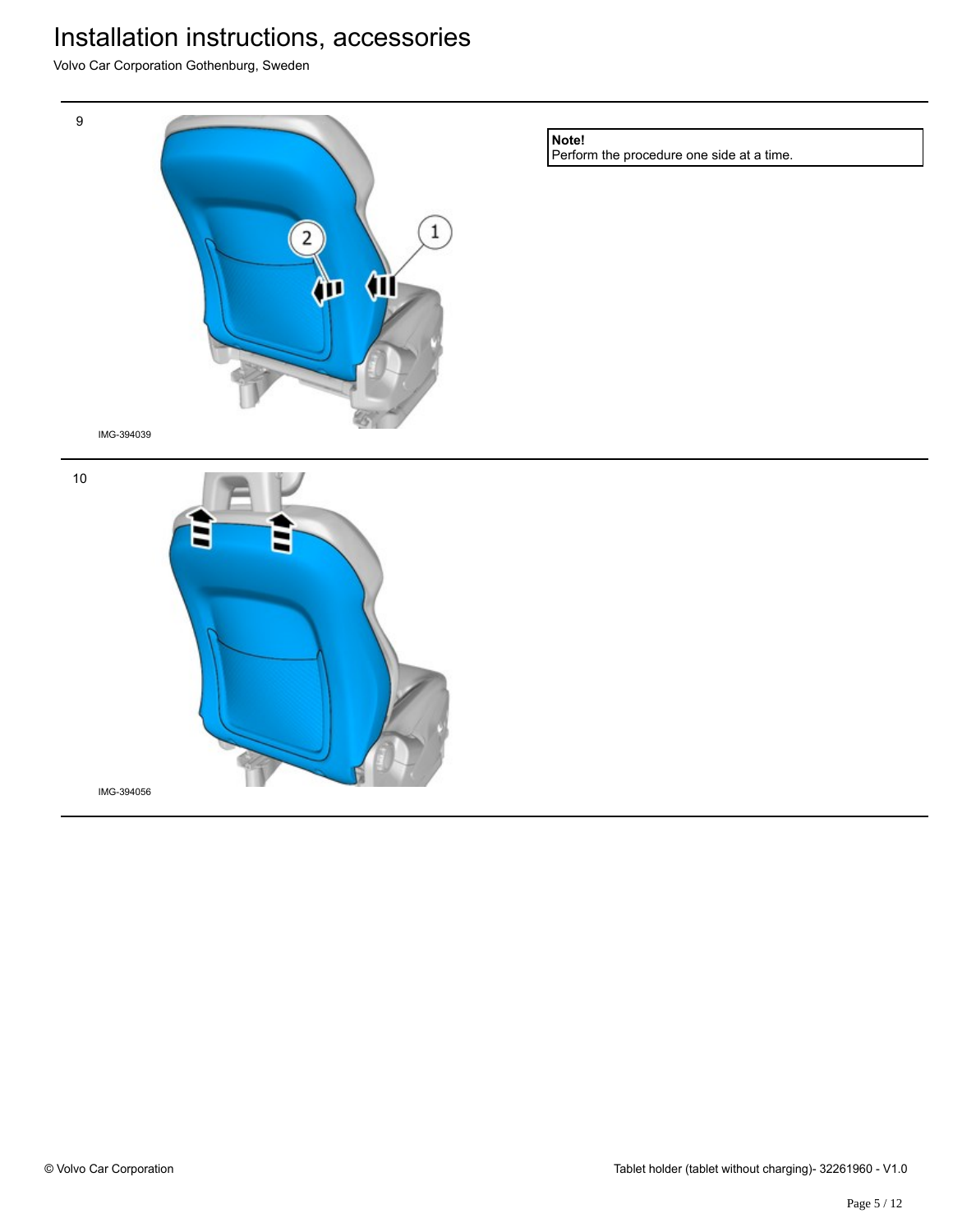9

IMG-394039

**Note!**
Perform the procedure one side at a time.

10

IMG-394056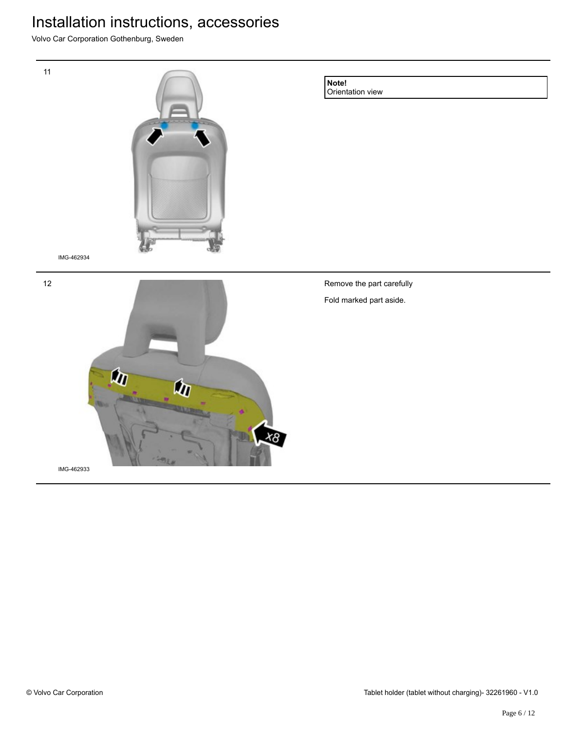11

IMG-462934

**Note!**
Orientation view

12

IMG-462933

Remove the part carefully

Fold marked part aside.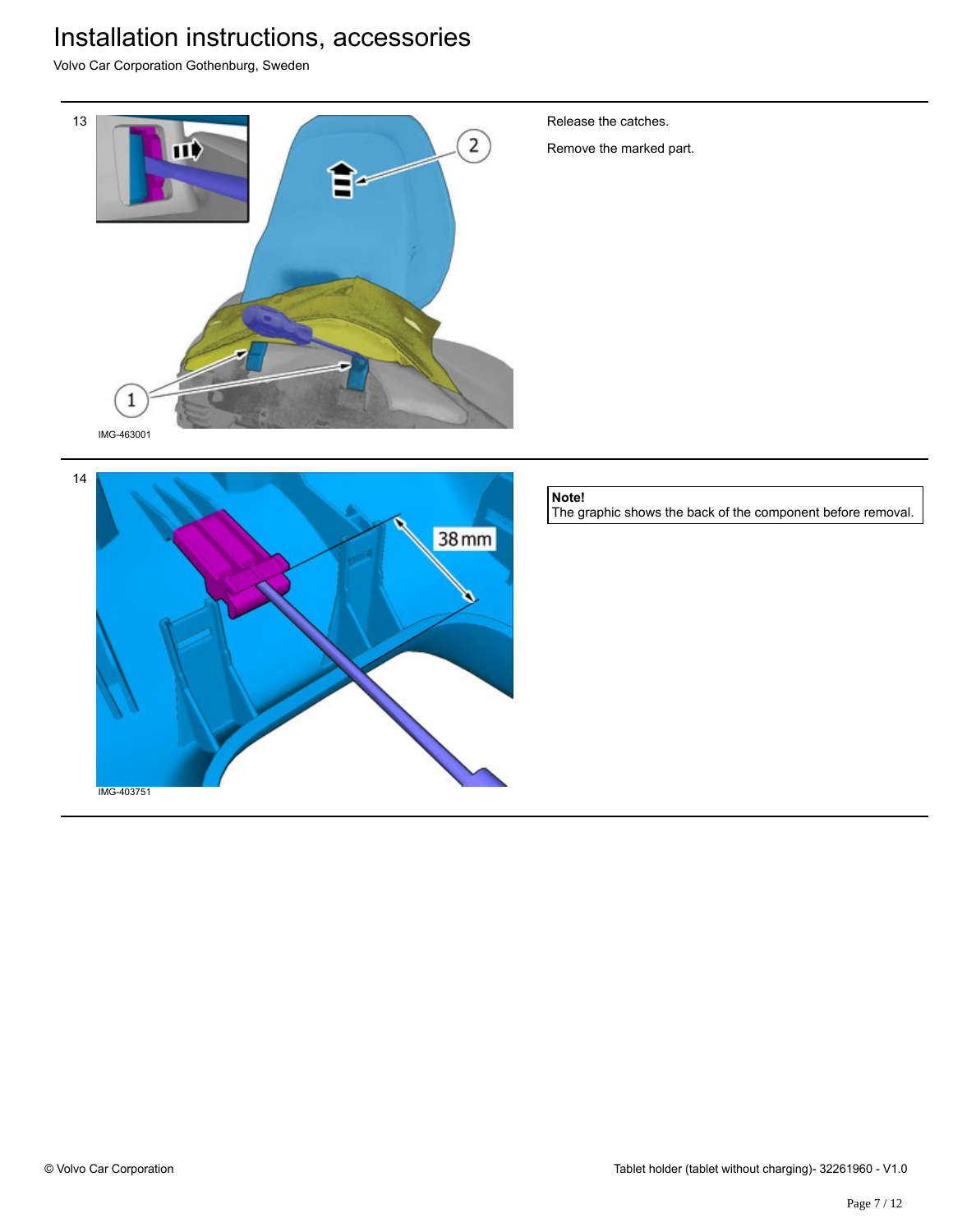# Installation instructions, accessories

Volvo Car Corporation Gothenburg, Sweden

13

IMG-463001

Release the catches.

Remove the marked part.

14

IMG-403751

**Note!**
The graphic shows the back of the component before removal.

© Volvo Car Corporation

Tablet holder (tablet without charging)- 32261960 - V1.0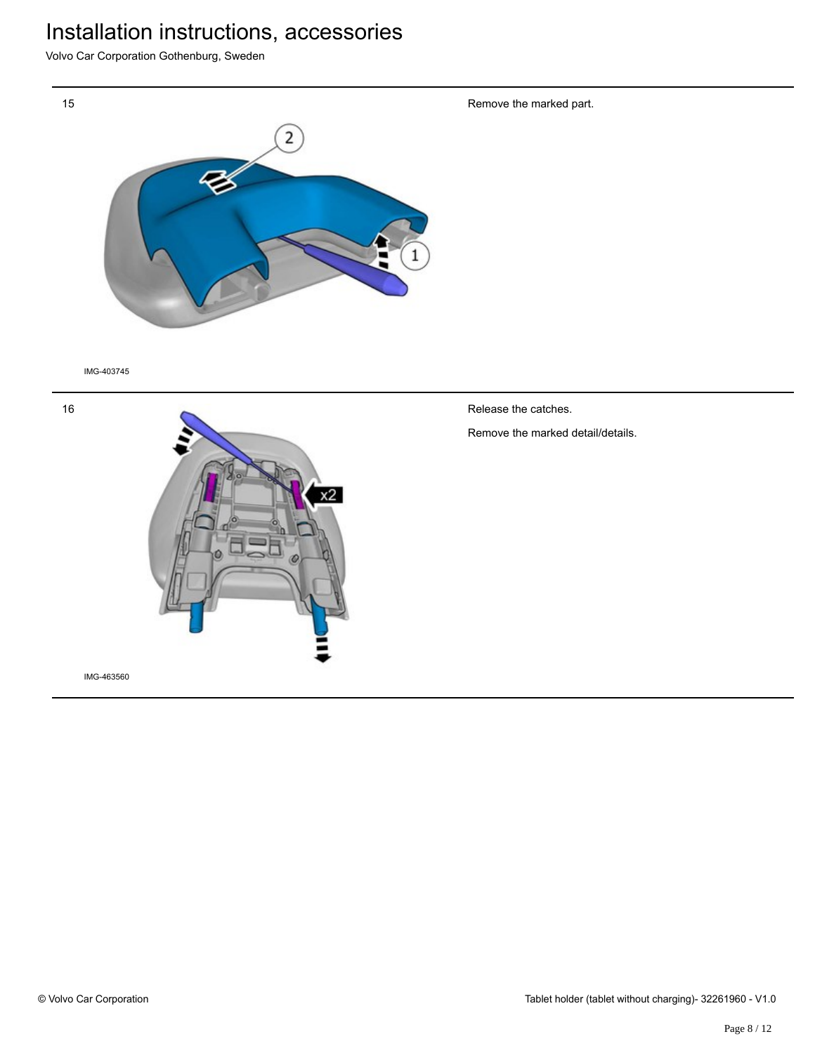15

IMG-403745

Remove the marked part.

16

IMG-463560

Release the catches.

Remove the marked detail/details.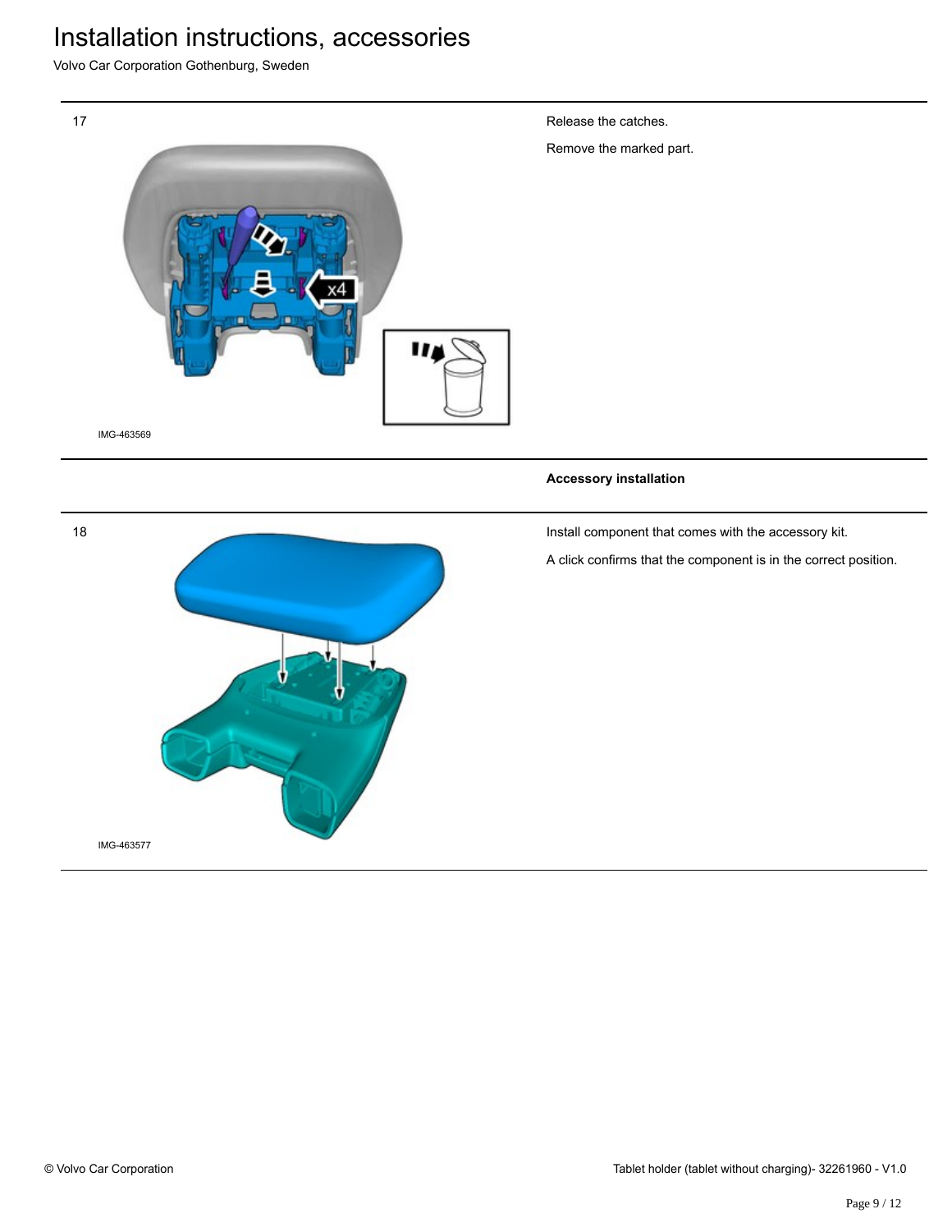17

IMG-463569

Release the catches.

Remove the marked part.

**Accessory installation**

18

IMG-463577

Install component that comes with the accessory kit.

A click confirms that the component is in the correct position.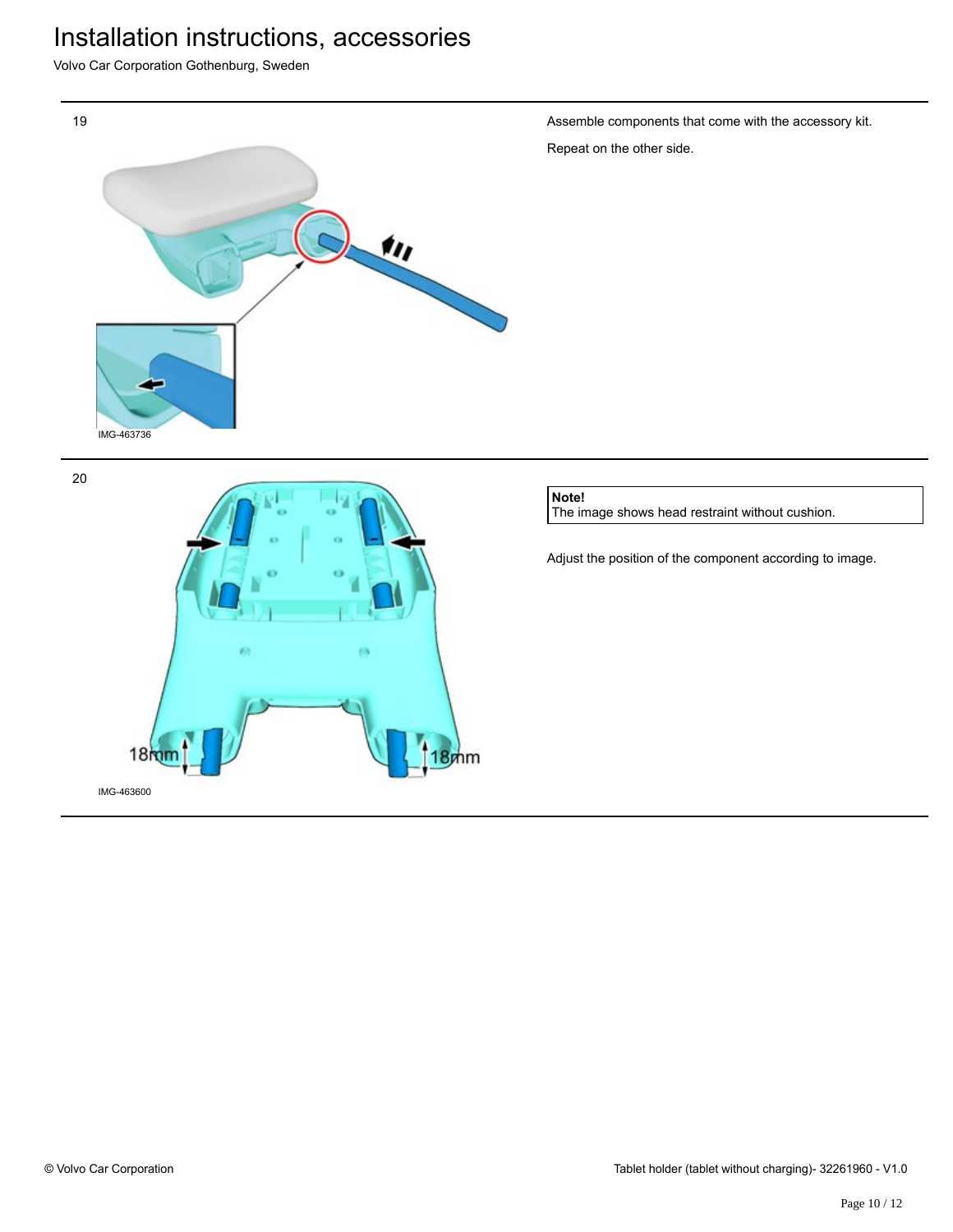19

IMG-463736

Assemble components that come with the accessory kit.

Repeat on the other side.

20

18mm

18mm

IMG-463600

**Note!**
The image shows head restraint without cushion.

Adjust the position of the component according to image.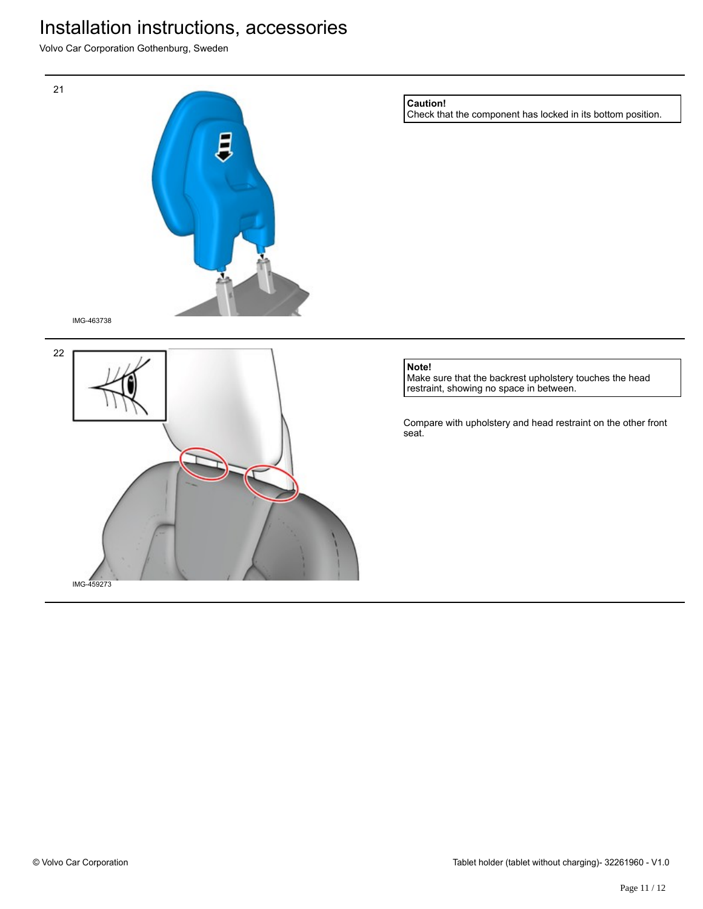21

IMG-463738

**Caution!**
Check that the component has locked in its bottom position.

22

IMG-459273

**Note!**
Make sure that the backrest upholstery touches the head restraint, showing no space in between.

Compare with upholstery and head restraint on the other front seat.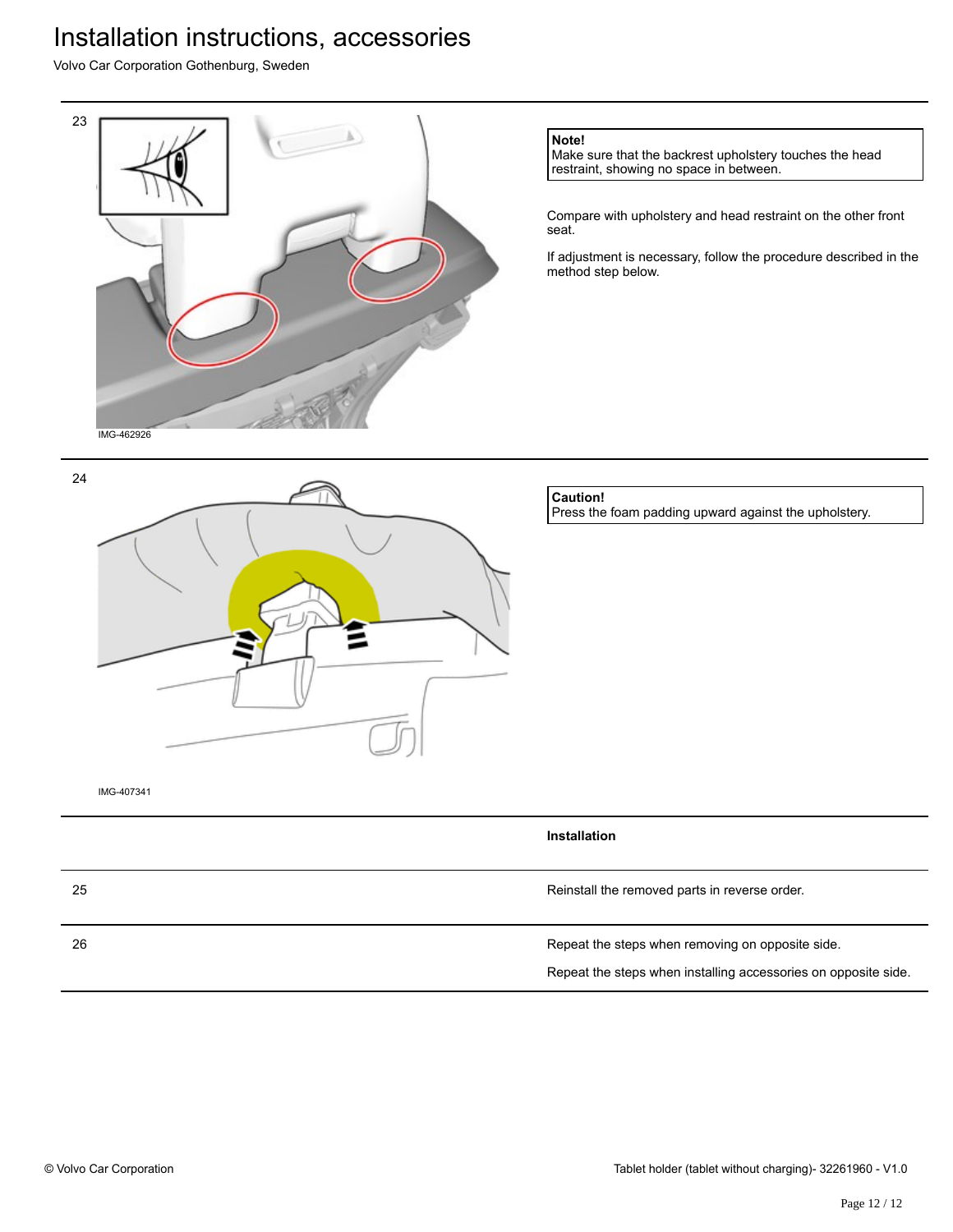# Installation instructions, accessories

Volvo Car Corporation Gothenburg, Sweden

23

IMG-462926

**Note!**
Make sure that the backrest upholstery touches the head restraint, showing no space in between.

Compare with upholstery and head restraint on the other front seat.

If adjustment is necessary, follow the procedure described in the method step below.

24

IMG-407341

**Caution!**
Press the foam padding upward against the upholstery.

**Installation**

25

Reinstall the removed parts in reverse order.

26

Repeat the steps when removing on opposite side.

Repeat the steps when installing accessories on opposite side.

© Volvo Car Corporation

Tablet holder (tablet without charging)- 32261960 - V1.0